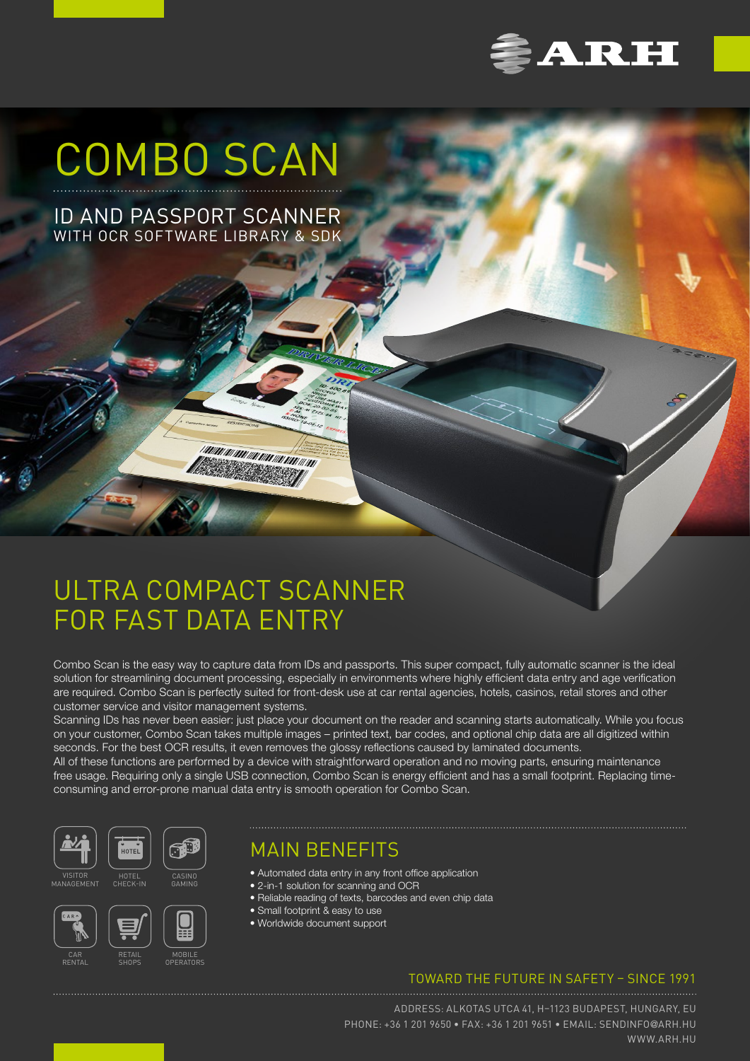ARH

# COMBO SCAN

## ID AND PASSPORT SCANNER
WITH OCR SOFTWARE LIBRARY & SDK

## ULTRA COMPACT SCANNER FOR FAST DATA ENTRY

Combo Scan is the easy way to capture data from IDs and passports. This super compact, fully automatic scanner is the ideal solution for streamlining document processing, especially in environments where highly efficient data entry and age verification are required. Combo Scan is perfectly suited for front-desk use at car rental agencies, hotels, casinos, retail stores and other customer service and visitor management systems.

Scanning IDs has never been easier: just place your document on the reader and scanning starts automatically. While you focus on your customer, Combo Scan takes multiple images – printed text, bar codes, and optional chip data are all digitized within seconds. For the best OCR results, it even removes the glossy reflections caused by laminated documents.

All of these functions are performed by a device with straightforward operation and no moving parts, ensuring maintenance free usage. Requiring only a single USB connection, Combo Scan is energy efficient and has a small footprint. Replacing time-consuming and error-prone manual data entry is smooth operation for Combo Scan.

VISITOR MANAGEMENT · HOTEL CHECK-IN · CASINO GAMING · CAR RENTAL · RETAIL SHOPS · MOBILE OPERATORS

## MAIN BENEFITS

- Automated data entry in any front office application
- 2-in-1 solution for scanning and OCR
- Reliable reading of texts, barcodes and even chip data
- Small footprint & easy to use
- Worldwide document support

TOWARD THE FUTURE IN SAFETY – SINCE 1991

ADDRESS: ALKOTAS UTCA 41, H–1123 BUDAPEST, HUNGARY, EU
PHONE: +36 1 201 9650 • FAX: +36 1 201 9651 • EMAIL: SENDINFO@ARH.HU
WWW.ARH.HU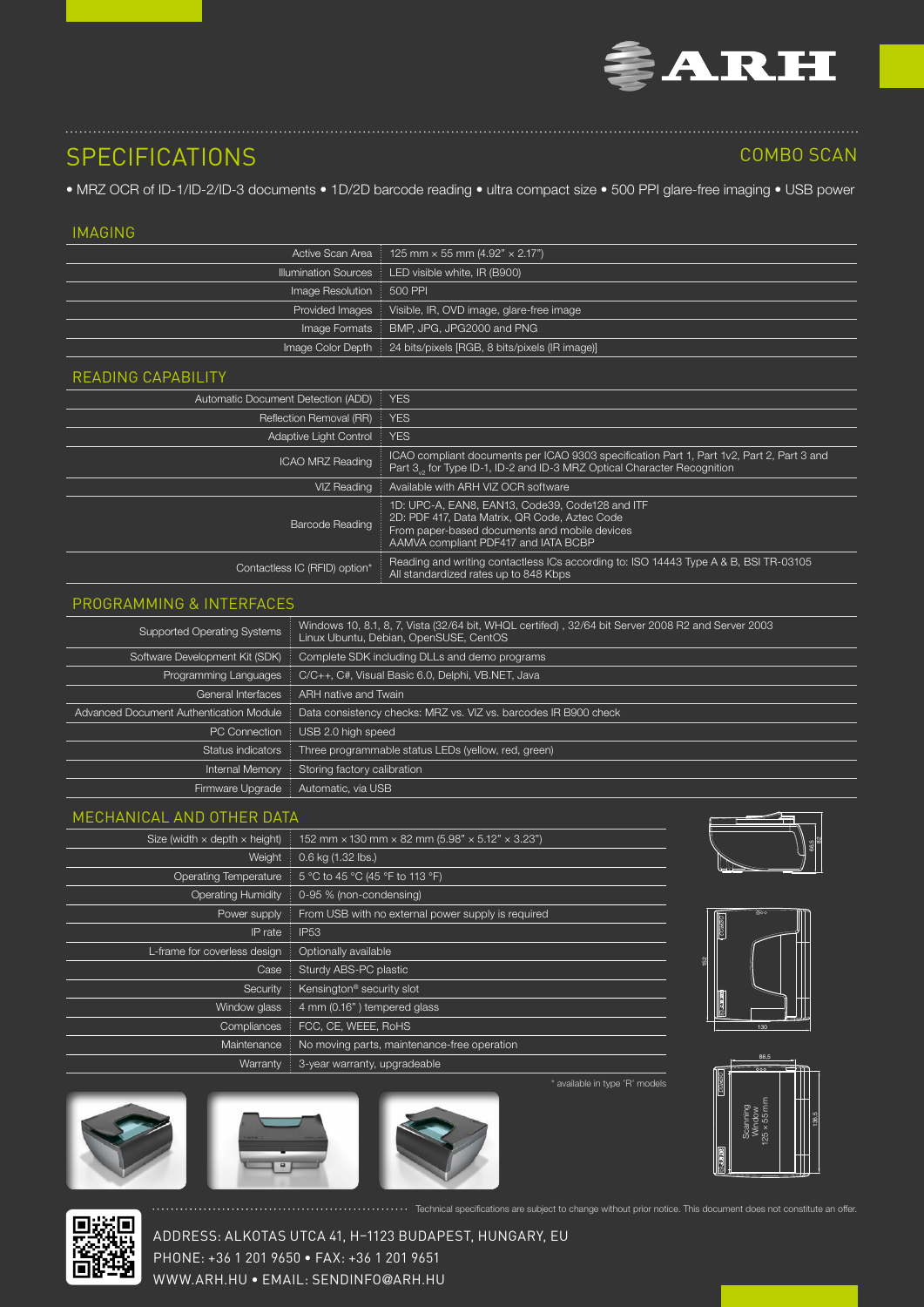# SPECIFICATIONS

## COMBO SCAN

• MRZ OCR of ID-1/ID-2/ID-3 documents • 1D/2D barcode reading • ultra compact size • 500 PPI glare-free imaging • USB power

### IMAGING

| | |
|---|---|
| Active Scan Area | 125 mm × 55 mm (4.92" × 2.17") |
| Illumination Sources | LED visible white, IR (B900) |
| Image Resolution | 500 PPI |
| Provided Images | Visible, IR, OVD image, glare-free image |
| Image Formats | BMP, JPG, JPG2000 and PNG |
| Image Color Depth | 24 bits/pixels [RGB, 8 bits/pixels (IR image)] |

### READING CAPABILITY

| | |
|---|---|
| Automatic Document Detection (ADD) | YES |
| Reflection Removal (RR) | YES |
| Adaptive Light Control | YES |
| ICAO MRZ Reading | ICAO compliant documents per ICAO 9303 specification Part 1, Part 1v2, Part 2, Part 3 and Part $3_{v2}$ for Type ID-1, ID-2 and ID-3 MRZ Optical Character Recognition |
| VIZ Reading | Available with ARH VIZ OCR software |
| Barcode Reading | 1D: UPC-A, EAN8, EAN13, Code39, Code128 and ITF<br>2D: PDF 417, Data Matrix, QR Code, Aztec Code<br>From paper-based documents and mobile devices<br>AAMVA compliant PDF417 and IATA BCBP |
| Contactless IC (RFID) option* | Reading and writing contactless ICs according to: ISO 14443 Type A & B, BSI TR-03105<br>All standardized rates up to 848 Kbps |

### PROGRAMMING & INTERFACES

| | |
|---|---|
| Supported Operating Systems | Windows 10, 8.1, 8, 7, Vista (32/64 bit, WHQL certifed) , 32/64 bit Server 2008 R2 and Server 2003<br>Linux Ubuntu, Debian, OpenSUSE, CentOS |
| Software Development Kit (SDK) | Complete SDK including DLLs and demo programs |
| Programming Languages | C/C++, C#, Visual Basic 6.0, Delphi, VB.NET, Java |
| General Interfaces | ARH native and Twain |
| Advanced Document Authentication Module | Data consistency checks: MRZ vs. VIZ vs. barcodes IR B900 check |
| PC Connection | USB 2.0 high speed |
| Status indicators | Three programmable status LEDs (yellow, red, green) |
| Internal Memory | Storing factory calibration |
| Firmware Upgrade | Automatic, via USB |

### MECHANICAL AND OTHER DATA

| | |
|---|---|
| Size (width × depth × height) | 152 mm × 130 mm × 82 mm (5.98" × 5.12" × 3.23") |
| Weight | 0.6 kg (1.32 lbs.) |
| Operating Temperature | 5 °C to 45 °C (45 °F to 113 °F) |
| Operating Humidity | 0-95 % (non-condensing) |
| Power supply | From USB with no external power supply is required |
| IP rate | IP53 |
| L-frame for coverless design | Optionally available |
| Case | Sturdy ABS-PC plastic |
| Security | Kensington® security slot |
| Window glass | 4 mm (0.16" ) tempered glass |
| Compliances | FCC, CE, WEEE, RoHS |
| Maintenance | No moving parts, maintenance-free operation |
| Warranty | 3-year warranty, upgradeable |

\* available in type 'R' models

66.5
82
152
130
86.5
Scanning Window 125 x 55 mm
136.5

Technical specifications are subject to change without prior notice. This document does not constitute an offer.

ADDRESS: ALKOTAS UTCA 41, H–1123 BUDAPEST, HUNGARY, EU
PHONE: +36 1 201 9650 • FAX: +36 1 201 9651
WWW.ARH.HU • EMAIL: SENDINFO@ARH.HU